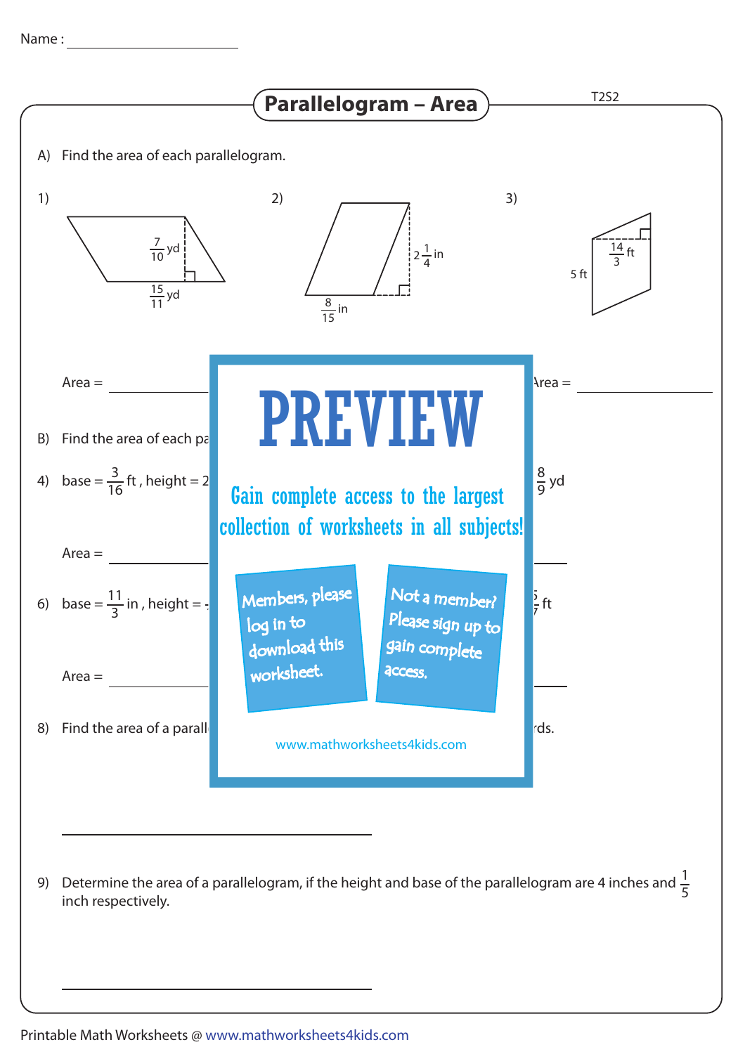Name : ____________________

# Parallelogram – Area

T2S2

A) Find the area of each parallelogram.

1) $\frac{7}{10}$ yd, $\frac{15}{11}$ yd

2) $2\frac{1}{4}$ in, $\frac{8}{15}$ in

3) 5 ft, $\frac{14}{3}$ ft

Area = ____________ Area = ____________

**PREVIEW**

Gain complete access to the largest collection of worksheets in all subjects!

Members, please log in to download this worksheet.

Not a member? Please sign up to gain complete access.

www.mathworksheets4kids.com

B) Find the area of each pa

4) base = $\frac{3}{16}$ ft , height = 2 $\frac{8}{9}$ yd

Area = ____________

6) base = $\frac{11}{3}$ in , height = ft

Area = ____________

8) Find the area of a parall rds.

____________________

9) Determine the area of a parallelogram, if the height and base of the parallelogram are 4 inches and $\frac{1}{5}$ inch respectively.

____________________

Printable Math Worksheets @ www.mathworksheets4kids.com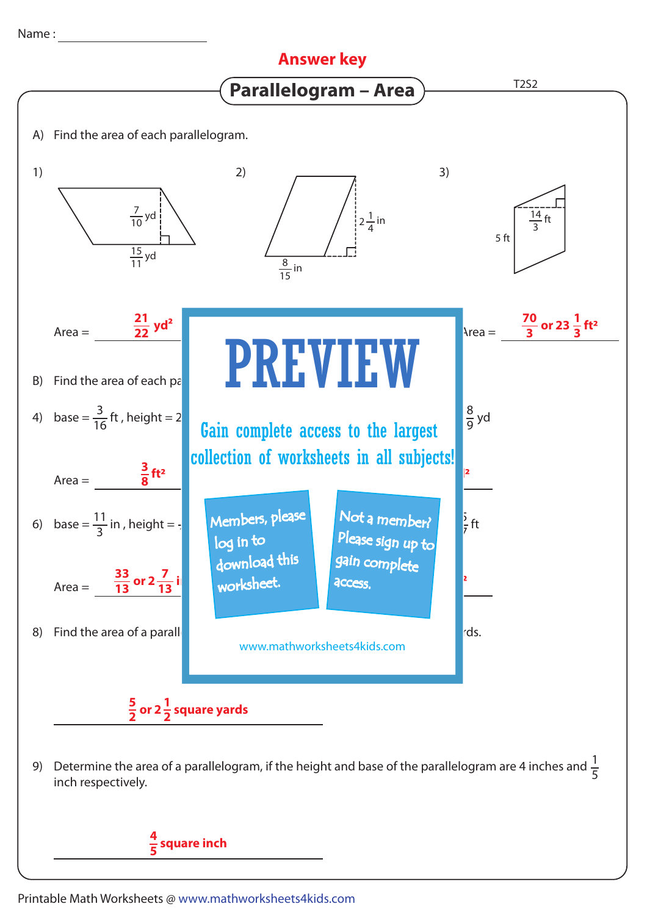Name : ____________________

**Answer key**

# Parallelogram – Area

T2S2

A) Find the area of each parallelogram.

1)

$\frac{7}{10}$ yd

$\frac{15}{11}$ yd

2)

$2\frac{1}{4}$ in

$\frac{8}{15}$ in

3)

$\frac{14}{3}$ ft

5 ft

Area = $\frac{21}{22}$ yd²

Area = $\frac{70}{3}$ or $23\frac{1}{3}$ ft²

B) Find the area of each pa

4) base = $\frac{3}{16}$ ft , height = 2

$\frac{8}{9}$ yd

Area = $\frac{3}{8}$ ft²

6) base = $\frac{11}{3}$ in , height =

$\frac{5}{7}$ ft

Area = $\frac{33}{13}$ or $2\frac{7}{13}$ i

8) Find the area of a parall

rds.

$\frac{5}{2}$ or $2\frac{1}{2}$ square yards

**PREVIEW**

Gain complete access to the largest collection of worksheets in all subjects!

Members, please log in to download this worksheet.

Not a member? Please sign up to gain complete access.

www.mathworksheets4kids.com

9) Determine the area of a parallelogram, if the height and base of the parallelogram are 4 inches and $\frac{1}{5}$ inch respectively.

$\frac{4}{5}$ square inch

Printable Math Worksheets @ www.mathworksheets4kids.com